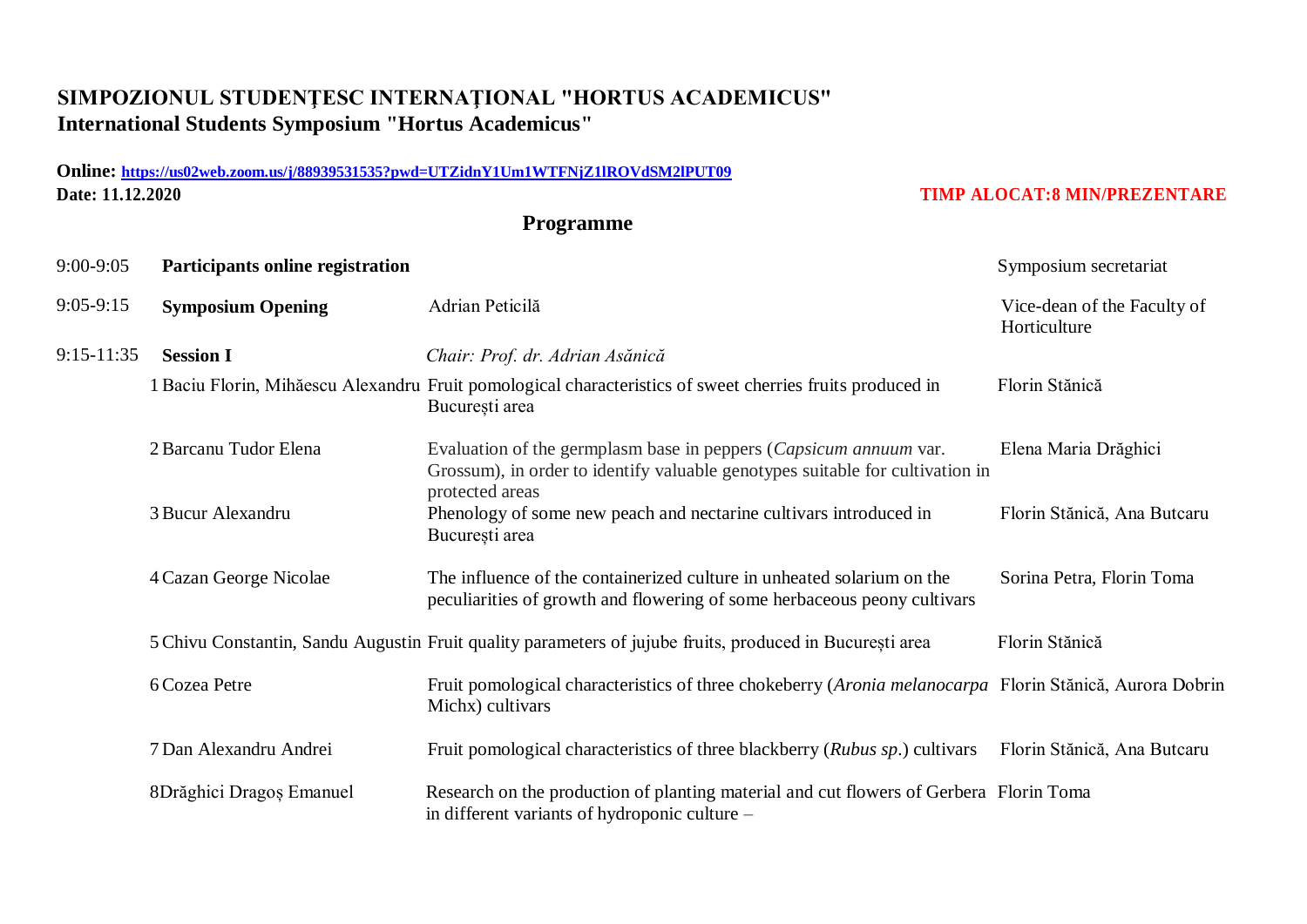# SIMPOZIONUL STUDENȚESC INTERNAȚIONAL "HORTUS ACADEMICUS"
## International Students Symposium "Hortus Academicus"

**Online:** **https://us02web.zoom.us/j/88939531535?pwd=UTZidnY1Um1WTFNjZ1lROVdSM2lPUT09**

**Date: 11.12.2020**

**TIMP ALOCAT:8 MIN/PREZENTARE**

## Programme

| | | | | |
|---|---|---|---|---|
| 9:00-9:05 | **Participants online registration** | | | Symposium secretariat |
| 9:05-9:15 | **Symposium Opening** | Adrian Peticilă | | Vice-dean of the Faculty of Horticulture |
| 9:15-11:35 | **Session I** | *Chair: Prof. dr. Adrian Asănică* | | |
| | 1 | Baciu Florin, Mihăescu Alexandru | Fruit pomological characteristics of sweet cherries fruits produced in București area | Florin Stănică |
| | 2 | Barcanu Tudor Elena | Evaluation of the germplasm base in peppers (*Capsicum annuum* var. Grossum), in order to identify valuable genotypes suitable for cultivation in protected areas | Elena Maria Drăghici |
| | 3 | Bucur Alexandru | Phenology of some new peach and nectarine cultivars introduced in București area | Florin Stănică, Ana Butcaru |
| | 4 | Cazan George Nicolae | The influence of the containerized culture in unheated solarium on the peculiarities of growth and flowering of some herbaceous peony cultivars | Sorina Petra, Florin Toma |
| | 5 | Chivu Constantin, Sandu Augustin | Fruit quality parameters of jujube fruits, produced in București area | Florin Stănică |
| | 6 | Cozea Petre | Fruit pomological characteristics of three chokeberry (*Aronia melanocarpa* Michx) cultivars | Florin Stănică, Aurora Dobrin |
| | 7 | Dan Alexandru Andrei | Fruit pomological characteristics of three blackberry (*Rubus sp.*) cultivars | Florin Stănică, Ana Butcaru |
| | 8 | Drăghici Dragoș Emanuel | Research on the production of planting material and cut flowers of Gerbera in different variants of hydroponic culture – | Florin Toma |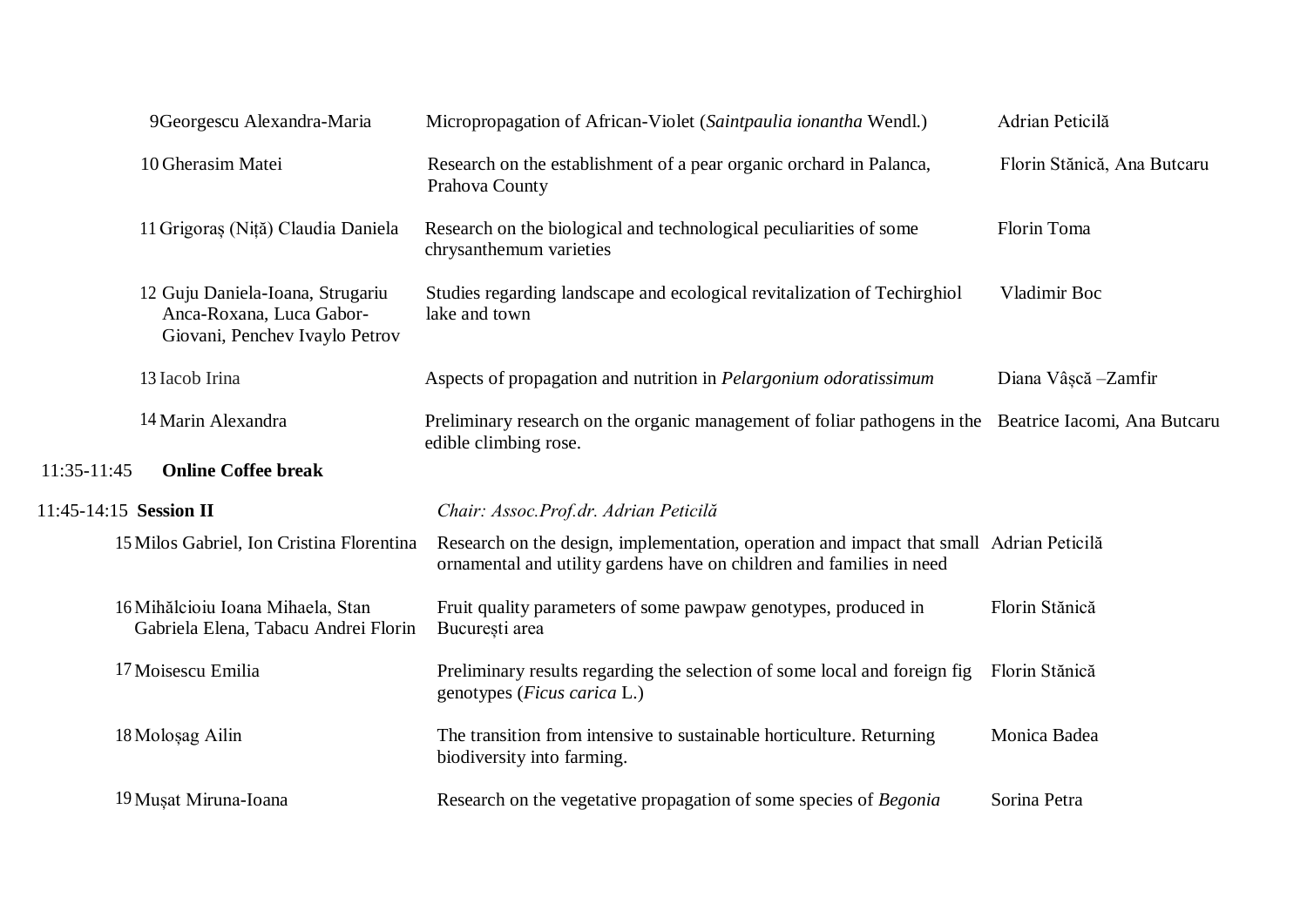| No. | Author(s) | Title | Coordinator(s) |
|---|---|---|---|
| 9 | Georgescu Alexandra-Maria | Micropropagation of African-Violet (*Saintpaulia ionantha* Wendl.) | Adrian Peticilă |
| 10 | Gherasim Matei | Research on the establishment of a pear organic orchard in Palanca, Prahova County | Florin Stănică, Ana Butcaru |
| 11 | Grigoraș (Niță) Claudia Daniela | Research on the biological and technological peculiarities of some chrysanthemum varieties | Florin Toma |
| 12 | Guju Daniela-Ioana, Strugariu Anca-Roxana, Luca Gabor-Giovani, Penchev Ivaylo Petrov | Studies regarding landscape and ecological revitalization of Techirghiol lake and town | Vladimir Boc |
| 13 | Iacob Irina | Aspects of propagation and nutrition in *Pelargonium odoratissimum* | Diana Vâșcă –Zamfir |
| 14 | Marin Alexandra | Preliminary research on the organic management of foliar pathogens in the edible climbing rose. | Beatrice Iacomi, Ana Butcaru |

11:35-11:45 **Online Coffee break**

11:45-14:15 **Session II** *Chair: Assoc.Prof.dr. Adrian Peticilă*

| No. | Author(s) | Title | Coordinator(s) |
|---|---|---|---|
| 15 | Milos Gabriel, Ion Cristina Florentina | Research on the design, implementation, operation and impact that small ornamental and utility gardens have on children and families in need | Adrian Peticilă |
| 16 | Mihălcioiu Ioana Mihaela, Stan Gabriela Elena, Tabacu Andrei Florin | Fruit quality parameters of some pawpaw genotypes, produced in București area | Florin Stănică |
| 17 | Moisescu Emilia | Preliminary results regarding the selection of some local and foreign fig genotypes (*Ficus carica* L.) | Florin Stănică |
| 18 | Moloșag Ailin | The transition from intensive to sustainable horticulture. Returning biodiversity into farming. | Monica Badea |
| 19 | Mușat Miruna-Ioana | Research on the vegetative propagation of some species of *Begonia* | Sorina Petra |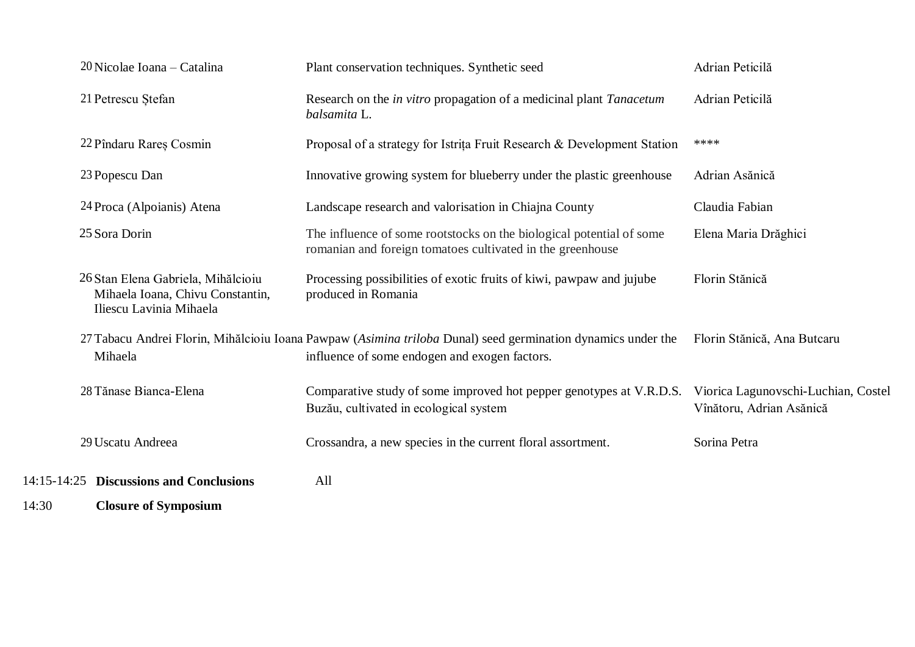| | | | |
|---|---|---|---|
| 20 | Nicolae Ioana – Catalina | Plant conservation techniques. Synthetic seed | Adrian Peticilă |
| 21 | Petrescu Ștefan | Research on the *in vitro* propagation of a medicinal plant *Tanacetum balsamita* L. | Adrian Peticilă |
| 22 | Pîndaru Rareș Cosmin | Proposal of a strategy for Istrița Fruit Research & Development Station | **** |
| 23 | Popescu Dan | Innovative growing system for blueberry under the plastic greenhouse | Adrian Asănică |
| 24 | Proca (Alpoianis) Atena | Landscape research and valorisation in Chiajna County | Claudia Fabian |
| 25 | Sora Dorin | The influence of some rootstocks on the biological potential of some romanian and foreign tomatoes cultivated in the greenhouse | Elena Maria Drăghici |
| 26 | Stan Elena Gabriela, Mihălcioiu Mihaela Ioana, Chivu Constantin, Iliescu Lavinia Mihaela | Processing possibilities of exotic fruits of kiwi, pawpaw and jujube produced in Romania | Florin Stănică |
| 27 | Tabacu Andrei Florin, Mihălcioiu Ioana Mihaela | Pawpaw (*Asimina triloba* Dunal) seed germination dynamics under the influence of some endogen and exogen factors. | Florin Stănică, Ana Butcaru |
| 28 | Tănase Bianca-Elena | Comparative study of some improved hot pepper genotypes at V.R.D.S. Buzău, cultivated in ecological system | Viorica Lagunovschi-Luchian, Costel Vînătoru, Adrian Asănică |
| 29 | Uscatu Andreea | Crossandra, a new species in the current floral assortment. | Sorina Petra |

14:15-14:25 **Discussions and Conclusions** All

14:30 **Closure of Symposium**